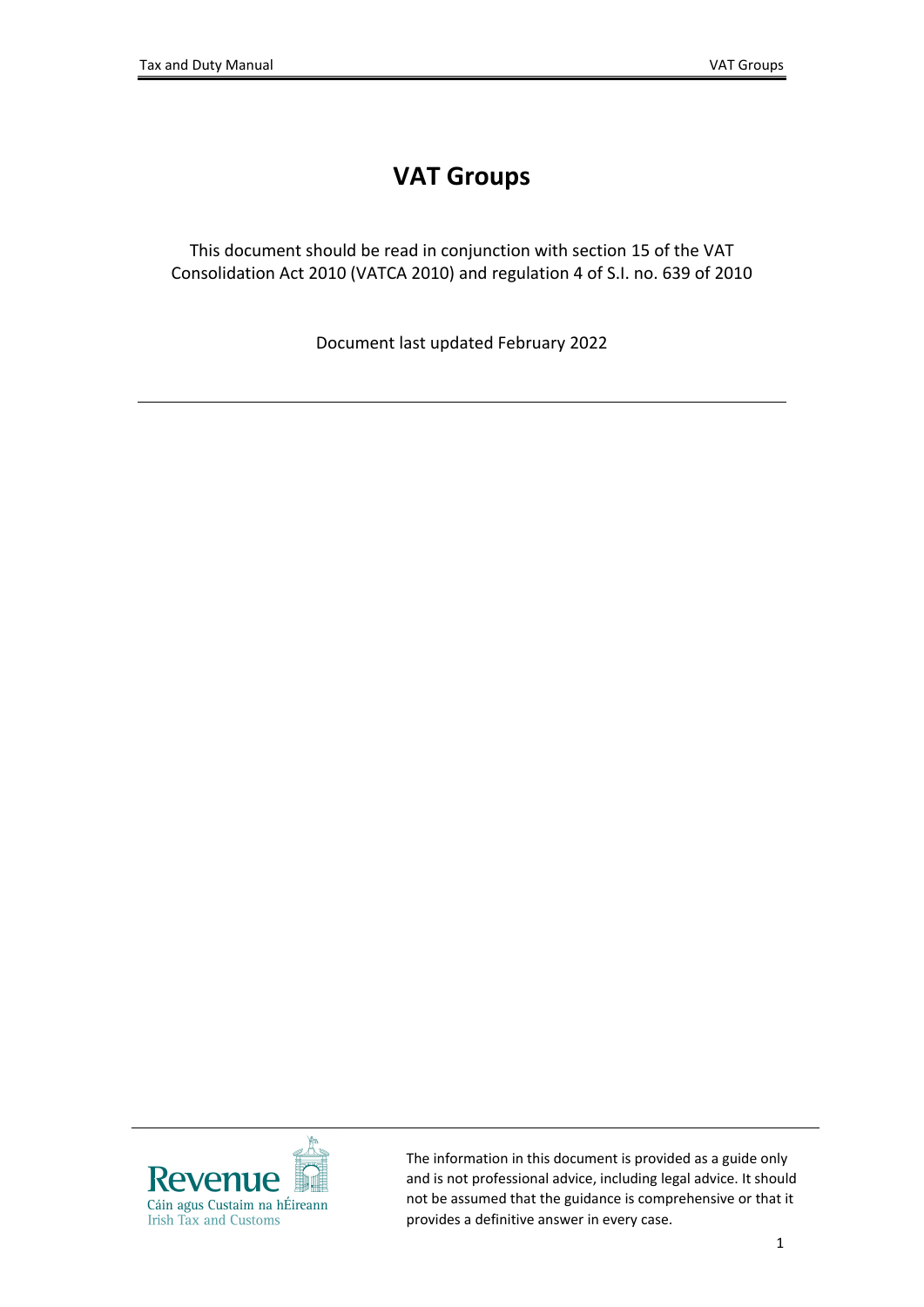# VAT Groups

This document should be read in conjunction with section 15 of the VAT Consolidation Act 2010 (VATCA 2010) and regulation 4 of S.I. no. 639 of 2010

Document last updated February 2022

---

Revenue
Cáin agus Custaim na hÉireann
Irish Tax and Customs

The information in this document is provided as a guide only and is not professional advice, including legal advice. It should not be assumed that the guidance is comprehensive or that it provides a definitive answer in every case.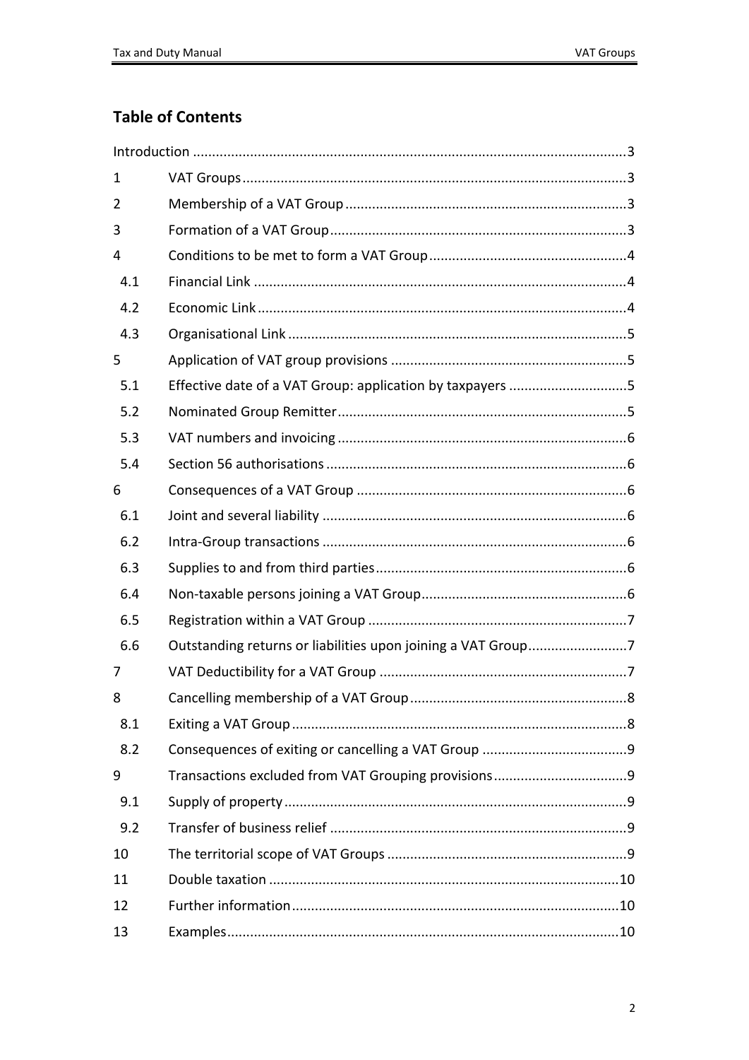## Table of Contents

| | | |
|---|---|---|
| Introduction | | 3 |
| 1 | VAT Groups | 3 |
| 2 | Membership of a VAT Group | 3 |
| 3 | Formation of a VAT Group | 3 |
| 4 | Conditions to be met to form a VAT Group | 4 |
| 4.1 | Financial Link | 4 |
| 4.2 | Economic Link | 4 |
| 4.3 | Organisational Link | 5 |
| 5 | Application of VAT group provisions | 5 |
| 5.1 | Effective date of a VAT Group: application by taxpayers | 5 |
| 5.2 | Nominated Group Remitter | 5 |
| 5.3 | VAT numbers and invoicing | 6 |
| 5.4 | Section 56 authorisations | 6 |
| 6 | Consequences of a VAT Group | 6 |
| 6.1 | Joint and several liability | 6 |
| 6.2 | Intra-Group transactions | 6 |
| 6.3 | Supplies to and from third parties | 6 |
| 6.4 | Non-taxable persons joining a VAT Group | 6 |
| 6.5 | Registration within a VAT Group | 7 |
| 6.6 | Outstanding returns or liabilities upon joining a VAT Group | 7 |
| 7 | VAT Deductibility for a VAT Group | 7 |
| 8 | Cancelling membership of a VAT Group | 8 |
| 8.1 | Exiting a VAT Group | 8 |
| 8.2 | Consequences of exiting or cancelling a VAT Group | 9 |
| 9 | Transactions excluded from VAT Grouping provisions | 9 |
| 9.1 | Supply of property | 9 |
| 9.2 | Transfer of business relief | 9 |
| 10 | The territorial scope of VAT Groups | 9 |
| 11 | Double taxation | 10 |
| 12 | Further information | 10 |
| 13 | Examples | 10 |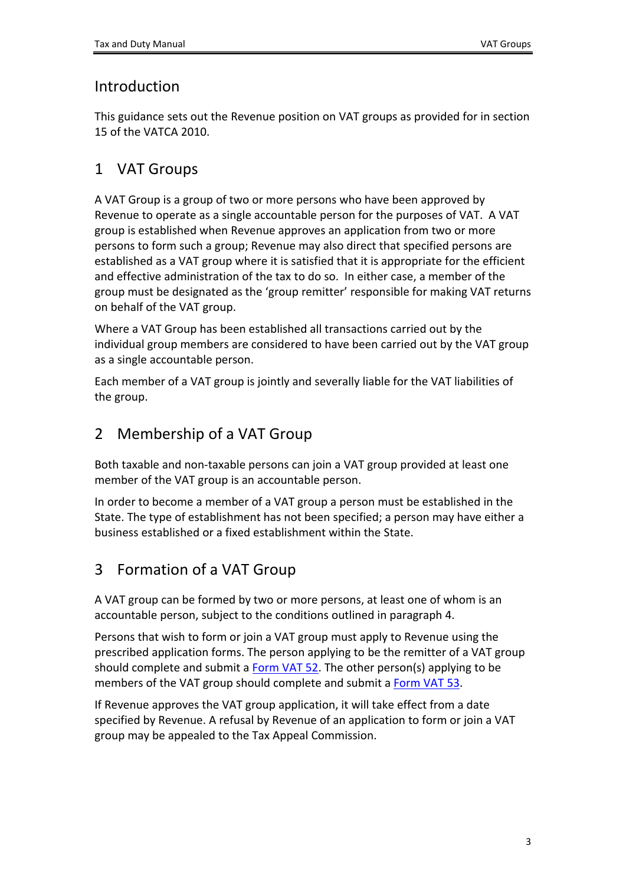## Introduction

This guidance sets out the Revenue position on VAT groups as provided for in section 15 of the VATCA 2010.

## 1 VAT Groups

A VAT Group is a group of two or more persons who have been approved by Revenue to operate as a single accountable person for the purposes of VAT. A VAT group is established when Revenue approves an application from two or more persons to form such a group; Revenue may also direct that specified persons are established as a VAT group where it is satisfied that it is appropriate for the efficient and effective administration of the tax to do so. In either case, a member of the group must be designated as the 'group remitter' responsible for making VAT returns on behalf of the VAT group.

Where a VAT Group has been established all transactions carried out by the individual group members are considered to have been carried out by the VAT group as a single accountable person.

Each member of a VAT group is jointly and severally liable for the VAT liabilities of the group.

## 2 Membership of a VAT Group

Both taxable and non-taxable persons can join a VAT group provided at least one member of the VAT group is an accountable person.

In order to become a member of a VAT group a person must be established in the State. The type of establishment has not been specified; a person may have either a business established or a fixed establishment within the State.

## 3 Formation of a VAT Group

A VAT group can be formed by two or more persons, at least one of whom is an accountable person, subject to the conditions outlined in paragraph 4.

Persons that wish to form or join a VAT group must apply to Revenue using the prescribed application forms. The person applying to be the remitter of a VAT group should complete and submit a Form VAT 52. The other person(s) applying to be members of the VAT group should complete and submit a Form VAT 53.

If Revenue approves the VAT group application, it will take effect from a date specified by Revenue. A refusal by Revenue of an application to form or join a VAT group may be appealed to the Tax Appeal Commission.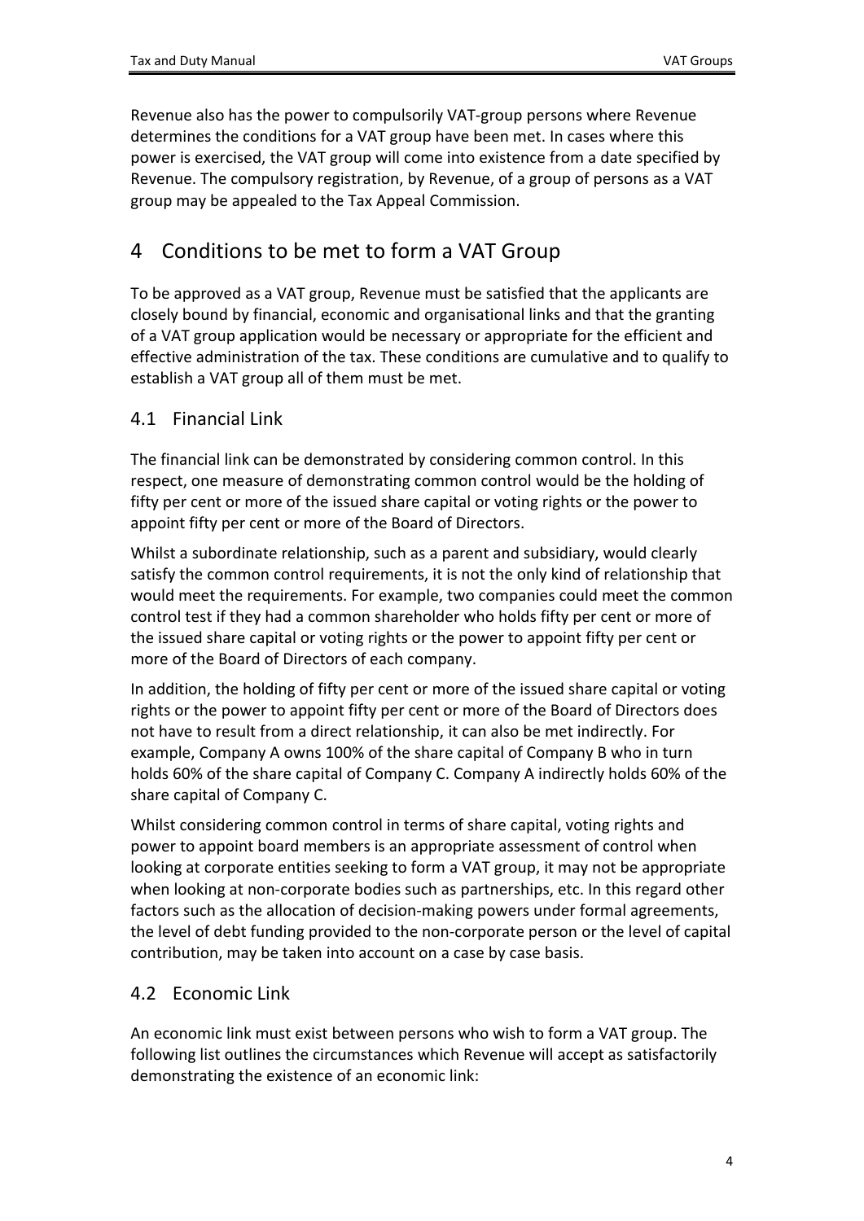Revenue also has the power to compulsorily VAT-group persons where Revenue determines the conditions for a VAT group have been met. In cases where this power is exercised, the VAT group will come into existence from a date specified by Revenue. The compulsory registration, by Revenue, of a group of persons as a VAT group may be appealed to the Tax Appeal Commission.

# 4 Conditions to be met to form a VAT Group

To be approved as a VAT group, Revenue must be satisfied that the applicants are closely bound by financial, economic and organisational links and that the granting of a VAT group application would be necessary or appropriate for the efficient and effective administration of the tax. These conditions are cumulative and to qualify to establish a VAT group all of them must be met.

## 4.1 Financial Link

The financial link can be demonstrated by considering common control. In this respect, one measure of demonstrating common control would be the holding of fifty per cent or more of the issued share capital or voting rights or the power to appoint fifty per cent or more of the Board of Directors.

Whilst a subordinate relationship, such as a parent and subsidiary, would clearly satisfy the common control requirements, it is not the only kind of relationship that would meet the requirements. For example, two companies could meet the common control test if they had a common shareholder who holds fifty per cent or more of the issued share capital or voting rights or the power to appoint fifty per cent or more of the Board of Directors of each company.

In addition, the holding of fifty per cent or more of the issued share capital or voting rights or the power to appoint fifty per cent or more of the Board of Directors does not have to result from a direct relationship, it can also be met indirectly. For example, Company A owns 100% of the share capital of Company B who in turn holds 60% of the share capital of Company C. Company A indirectly holds 60% of the share capital of Company C.

Whilst considering common control in terms of share capital, voting rights and power to appoint board members is an appropriate assessment of control when looking at corporate entities seeking to form a VAT group, it may not be appropriate when looking at non-corporate bodies such as partnerships, etc. In this regard other factors such as the allocation of decision-making powers under formal agreements, the level of debt funding provided to the non-corporate person or the level of capital contribution, may be taken into account on a case by case basis.

## 4.2 Economic Link

An economic link must exist between persons who wish to form a VAT group. The following list outlines the circumstances which Revenue will accept as satisfactorily demonstrating the existence of an economic link: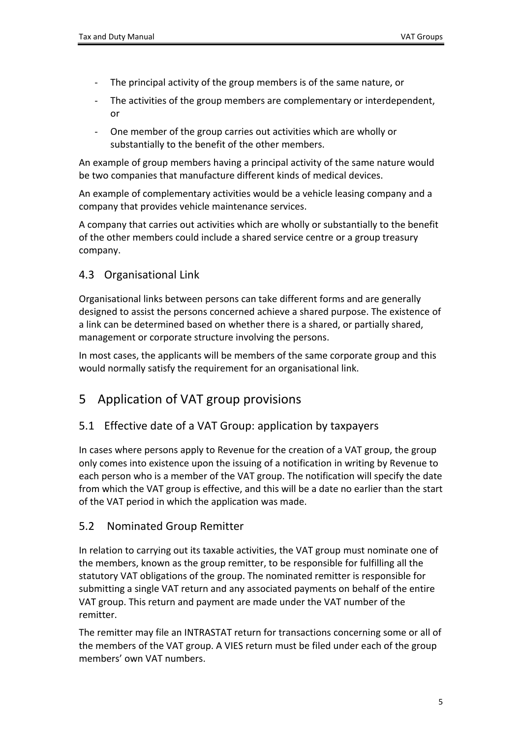- The principal activity of the group members is of the same nature, or
- The activities of the group members are complementary or interdependent, or
- One member of the group carries out activities which are wholly or substantially to the benefit of the other members.

An example of group members having a principal activity of the same nature would be two companies that manufacture different kinds of medical devices.

An example of complementary activities would be a vehicle leasing company and a company that provides vehicle maintenance services.

A company that carries out activities which are wholly or substantially to the benefit of the other members could include a shared service centre or a group treasury company.

### 4.3 Organisational Link

Organisational links between persons can take different forms and are generally designed to assist the persons concerned achieve a shared purpose. The existence of a link can be determined based on whether there is a shared, or partially shared, management or corporate structure involving the persons.

In most cases, the applicants will be members of the same corporate group and this would normally satisfy the requirement for an organisational link.

## 5 Application of VAT group provisions

### 5.1 Effective date of a VAT Group: application by taxpayers

In cases where persons apply to Revenue for the creation of a VAT group, the group only comes into existence upon the issuing of a notification in writing by Revenue to each person who is a member of the VAT group. The notification will specify the date from which the VAT group is effective, and this will be a date no earlier than the start of the VAT period in which the application was made.

### 5.2 Nominated Group Remitter

In relation to carrying out its taxable activities, the VAT group must nominate one of the members, known as the group remitter, to be responsible for fulfilling all the statutory VAT obligations of the group. The nominated remitter is responsible for submitting a single VAT return and any associated payments on behalf of the entire VAT group. This return and payment are made under the VAT number of the remitter.

The remitter may file an INTRASTAT return for transactions concerning some or all of the members of the VAT group. A VIES return must be filed under each of the group members' own VAT numbers.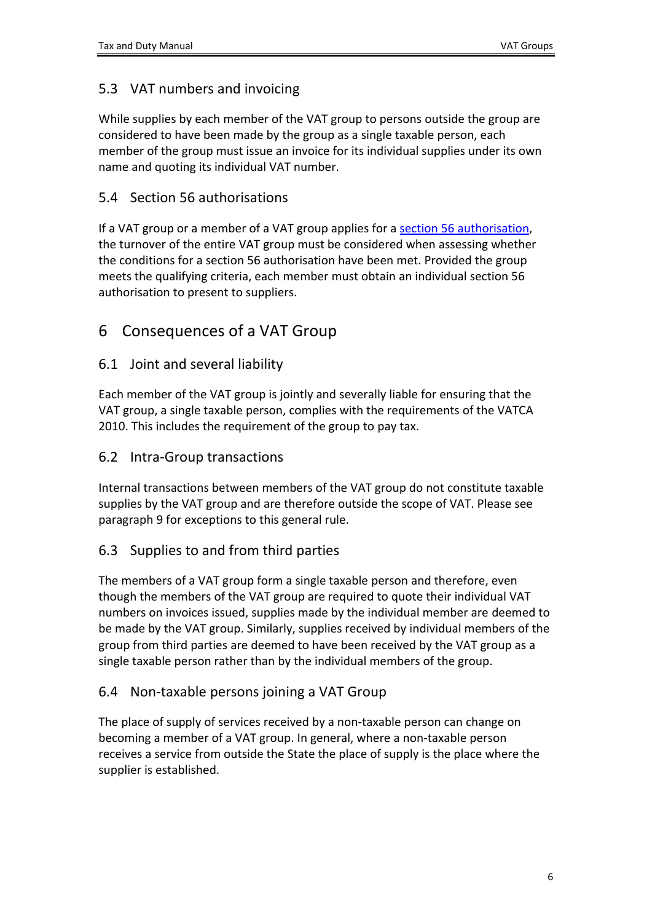### 5.3 VAT numbers and invoicing

While supplies by each member of the VAT group to persons outside the group are considered to have been made by the group as a single taxable person, each member of the group must issue an invoice for its individual supplies under its own name and quoting its individual VAT number.

### 5.4 Section 56 authorisations

If a VAT group or a member of a VAT group applies for a section 56 authorisation, the turnover of the entire VAT group must be considered when assessing whether the conditions for a section 56 authorisation have been met. Provided the group meets the qualifying criteria, each member must obtain an individual section 56 authorisation to present to suppliers.

## 6 Consequences of a VAT Group

### 6.1 Joint and several liability

Each member of the VAT group is jointly and severally liable for ensuring that the VAT group, a single taxable person, complies with the requirements of the VATCA 2010. This includes the requirement of the group to pay tax.

### 6.2 Intra-Group transactions

Internal transactions between members of the VAT group do not constitute taxable supplies by the VAT group and are therefore outside the scope of VAT. Please see paragraph 9 for exceptions to this general rule.

### 6.3 Supplies to and from third parties

The members of a VAT group form a single taxable person and therefore, even though the members of the VAT group are required to quote their individual VAT numbers on invoices issued, supplies made by the individual member are deemed to be made by the VAT group. Similarly, supplies received by individual members of the group from third parties are deemed to have been received by the VAT group as a single taxable person rather than by the individual members of the group.

### 6.4 Non-taxable persons joining a VAT Group

The place of supply of services received by a non-taxable person can change on becoming a member of a VAT group. In general, where a non-taxable person receives a service from outside the State the place of supply is the place where the supplier is established.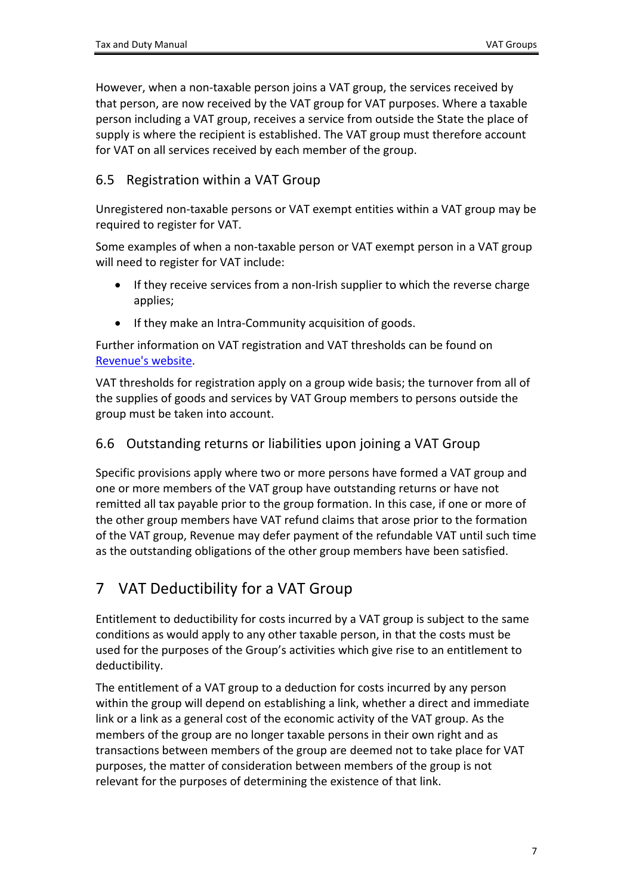However, when a non-taxable person joins a VAT group, the services received by that person, are now received by the VAT group for VAT purposes. Where a taxable person including a VAT group, receives a service from outside the State the place of supply is where the recipient is established. The VAT group must therefore account for VAT on all services received by each member of the group.

## 6.5 Registration within a VAT Group

Unregistered non-taxable persons or VAT exempt entities within a VAT group may be required to register for VAT.

Some examples of when a non-taxable person or VAT exempt person in a VAT group will need to register for VAT include:

- If they receive services from a non-Irish supplier to which the reverse charge applies;
- If they make an Intra-Community acquisition of goods.

Further information on VAT registration and VAT thresholds can be found on Revenue's website.

VAT thresholds for registration apply on a group wide basis; the turnover from all of the supplies of goods and services by VAT Group members to persons outside the group must be taken into account.

## 6.6 Outstanding returns or liabilities upon joining a VAT Group

Specific provisions apply where two or more persons have formed a VAT group and one or more members of the VAT group have outstanding returns or have not remitted all tax payable prior to the group formation. In this case, if one or more of the other group members have VAT refund claims that arose prior to the formation of the VAT group, Revenue may defer payment of the refundable VAT until such time as the outstanding obligations of the other group members have been satisfied.

# 7 VAT Deductibility for a VAT Group

Entitlement to deductibility for costs incurred by a VAT group is subject to the same conditions as would apply to any other taxable person, in that the costs must be used for the purposes of the Group's activities which give rise to an entitlement to deductibility.

The entitlement of a VAT group to a deduction for costs incurred by any person within the group will depend on establishing a link, whether a direct and immediate link or a link as a general cost of the economic activity of the VAT group. As the members of the group are no longer taxable persons in their own right and as transactions between members of the group are deemed not to take place for VAT purposes, the matter of consideration between members of the group is not relevant for the purposes of determining the existence of that link.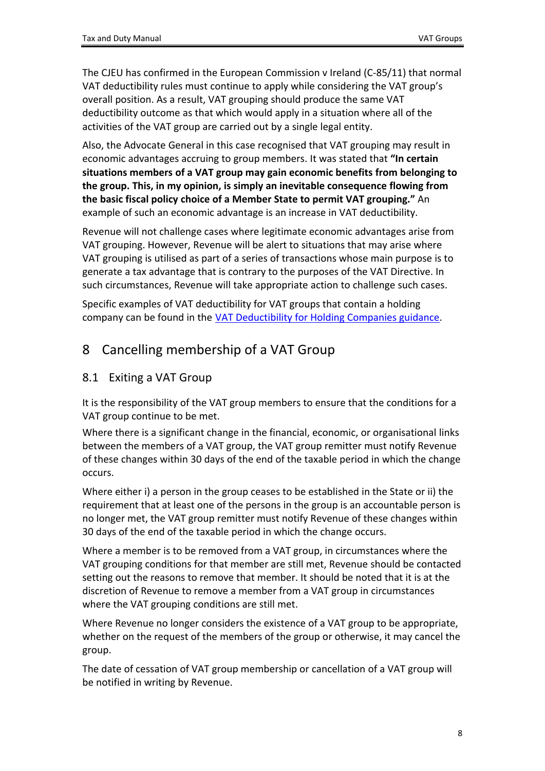The CJEU has confirmed in the European Commission v Ireland (C-85/11) that normal VAT deductibility rules must continue to apply while considering the VAT group's overall position. As a result, VAT grouping should produce the same VAT deductibility outcome as that which would apply in a situation where all of the activities of the VAT group are carried out by a single legal entity.

Also, the Advocate General in this case recognised that VAT grouping may result in economic advantages accruing to group members. It was stated that **"In certain situations members of a VAT group may gain economic benefits from belonging to the group. This, in my opinion, is simply an inevitable consequence flowing from the basic fiscal policy choice of a Member State to permit VAT grouping."** An example of such an economic advantage is an increase in VAT deductibility.

Revenue will not challenge cases where legitimate economic advantages arise from VAT grouping. However, Revenue will be alert to situations that may arise where VAT grouping is utilised as part of a series of transactions whose main purpose is to generate a tax advantage that is contrary to the purposes of the VAT Directive. In such circumstances, Revenue will take appropriate action to challenge such cases.

Specific examples of VAT deductibility for VAT groups that contain a holding company can be found in the VAT Deductibility for Holding Companies guidance.

# 8 Cancelling membership of a VAT Group

## 8.1 Exiting a VAT Group

It is the responsibility of the VAT group members to ensure that the conditions for a VAT group continue to be met.

Where there is a significant change in the financial, economic, or organisational links between the members of a VAT group, the VAT group remitter must notify Revenue of these changes within 30 days of the end of the taxable period in which the change occurs.

Where either i) a person in the group ceases to be established in the State or ii) the requirement that at least one of the persons in the group is an accountable person is no longer met, the VAT group remitter must notify Revenue of these changes within 30 days of the end of the taxable period in which the change occurs.

Where a member is to be removed from a VAT group, in circumstances where the VAT grouping conditions for that member are still met, Revenue should be contacted setting out the reasons to remove that member. It should be noted that it is at the discretion of Revenue to remove a member from a VAT group in circumstances where the VAT grouping conditions are still met.

Where Revenue no longer considers the existence of a VAT group to be appropriate, whether on the request of the members of the group or otherwise, it may cancel the group.

The date of cessation of VAT group membership or cancellation of a VAT group will be notified in writing by Revenue.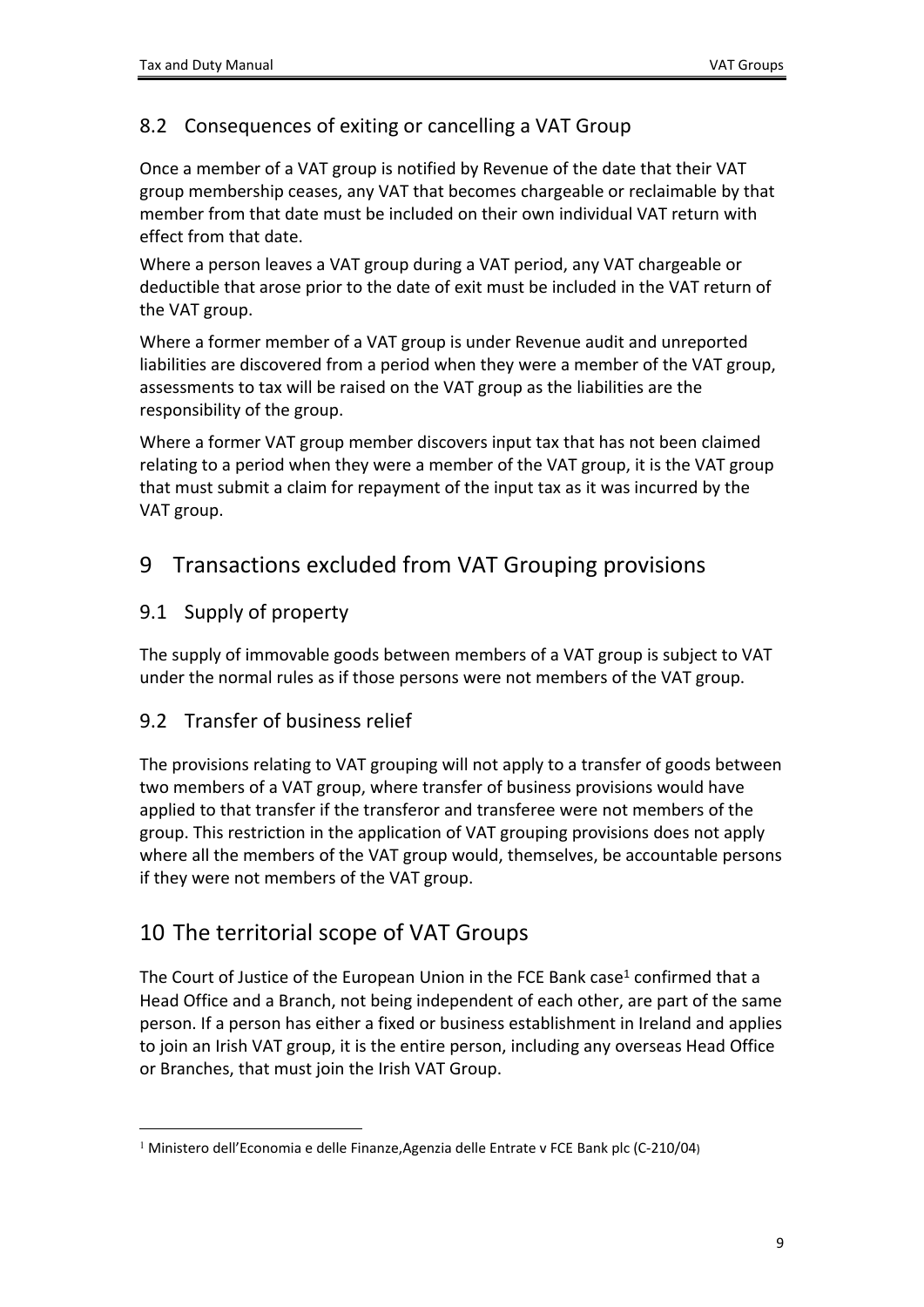## 8.2 Consequences of exiting or cancelling a VAT Group

Once a member of a VAT group is notified by Revenue of the date that their VAT group membership ceases, any VAT that becomes chargeable or reclaimable by that member from that date must be included on their own individual VAT return with effect from that date.

Where a person leaves a VAT group during a VAT period, any VAT chargeable or deductible that arose prior to the date of exit must be included in the VAT return of the VAT group.

Where a former member of a VAT group is under Revenue audit and unreported liabilities are discovered from a period when they were a member of the VAT group, assessments to tax will be raised on the VAT group as the liabilities are the responsibility of the group.

Where a former VAT group member discovers input tax that has not been claimed relating to a period when they were a member of the VAT group, it is the VAT group that must submit a claim for repayment of the input tax as it was incurred by the VAT group.

# 9 Transactions excluded from VAT Grouping provisions

## 9.1 Supply of property

The supply of immovable goods between members of a VAT group is subject to VAT under the normal rules as if those persons were not members of the VAT group.

## 9.2 Transfer of business relief

The provisions relating to VAT grouping will not apply to a transfer of goods between two members of a VAT group, where transfer of business provisions would have applied to that transfer if the transferor and transferee were not members of the group. This restriction in the application of VAT grouping provisions does not apply where all the members of the VAT group would, themselves, be accountable persons if they were not members of the VAT group.

# 10 The territorial scope of VAT Groups

The Court of Justice of the European Union in the FCE Bank case[1] confirmed that a Head Office and a Branch, not being independent of each other, are part of the same person. If a person has either a fixed or business establishment in Ireland and applies to join an Irish VAT group, it is the entire person, including any overseas Head Office or Branches, that must join the Irish VAT Group.

---

[1] Ministero dell'Economia e delle Finanze,Agenzia delle Entrate v FCE Bank plc (C-210/04)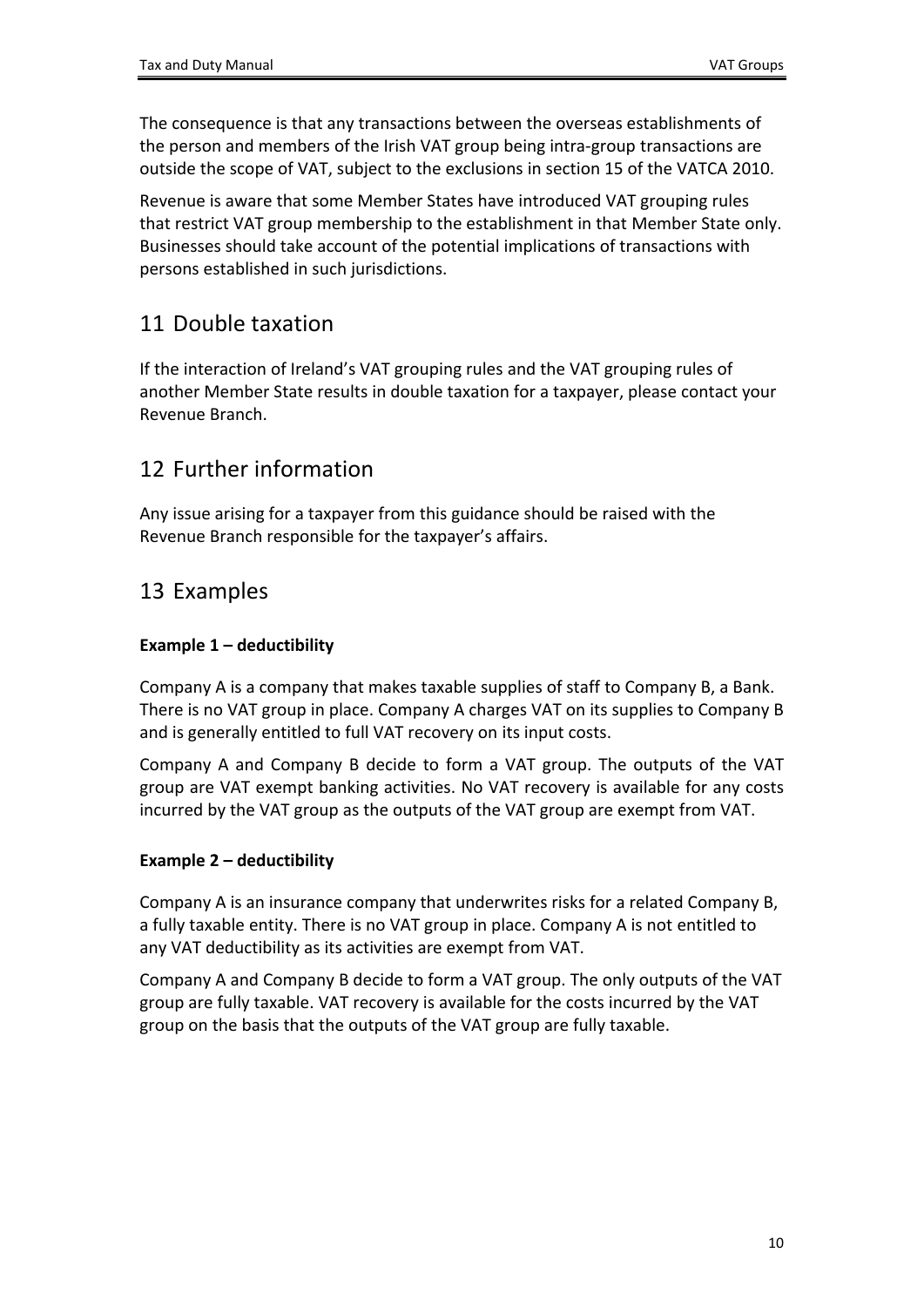The consequence is that any transactions between the overseas establishments of the person and members of the Irish VAT group being intra-group transactions are outside the scope of VAT, subject to the exclusions in section 15 of the VATCA 2010.

Revenue is aware that some Member States have introduced VAT grouping rules that restrict VAT group membership to the establishment in that Member State only. Businesses should take account of the potential implications of transactions with persons established in such jurisdictions.

## 11 Double taxation

If the interaction of Ireland's VAT grouping rules and the VAT grouping rules of another Member State results in double taxation for a taxpayer, please contact your Revenue Branch.

## 12 Further information

Any issue arising for a taxpayer from this guidance should be raised with the Revenue Branch responsible for the taxpayer's affairs.

## 13 Examples

**Example 1 – deductibility**

Company A is a company that makes taxable supplies of staff to Company B, a Bank. There is no VAT group in place. Company A charges VAT on its supplies to Company B and is generally entitled to full VAT recovery on its input costs.

Company A and Company B decide to form a VAT group. The outputs of the VAT group are VAT exempt banking activities. No VAT recovery is available for any costs incurred by the VAT group as the outputs of the VAT group are exempt from VAT.

**Example 2 – deductibility**

Company A is an insurance company that underwrites risks for a related Company B, a fully taxable entity. There is no VAT group in place. Company A is not entitled to any VAT deductibility as its activities are exempt from VAT.

Company A and Company B decide to form a VAT group. The only outputs of the VAT group are fully taxable. VAT recovery is available for the costs incurred by the VAT group on the basis that the outputs of the VAT group are fully taxable.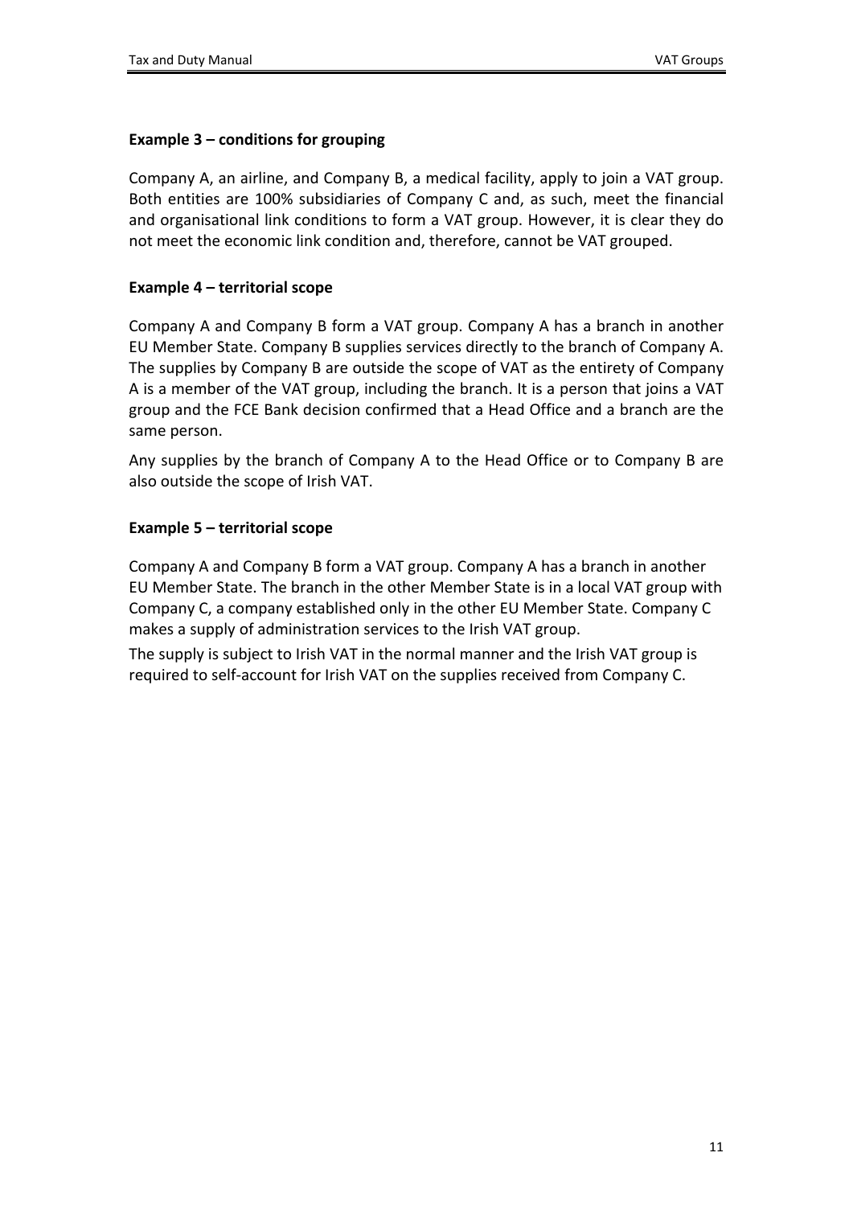**Example 3 – conditions for grouping**

Company A, an airline, and Company B, a medical facility, apply to join a VAT group. Both entities are 100% subsidiaries of Company C and, as such, meet the financial and organisational link conditions to form a VAT group. However, it is clear they do not meet the economic link condition and, therefore, cannot be VAT grouped.

**Example 4 – territorial scope**

Company A and Company B form a VAT group. Company A has a branch in another EU Member State. Company B supplies services directly to the branch of Company A. The supplies by Company B are outside the scope of VAT as the entirety of Company A is a member of the VAT group, including the branch. It is a person that joins a VAT group and the FCE Bank decision confirmed that a Head Office and a branch are the same person.

Any supplies by the branch of Company A to the Head Office or to Company B are also outside the scope of Irish VAT.

**Example 5 – territorial scope**

Company A and Company B form a VAT group. Company A has a branch in another EU Member State. The branch in the other Member State is in a local VAT group with Company C, a company established only in the other EU Member State. Company C makes a supply of administration services to the Irish VAT group.

The supply is subject to Irish VAT in the normal manner and the Irish VAT group is required to self-account for Irish VAT on the supplies received from Company C.